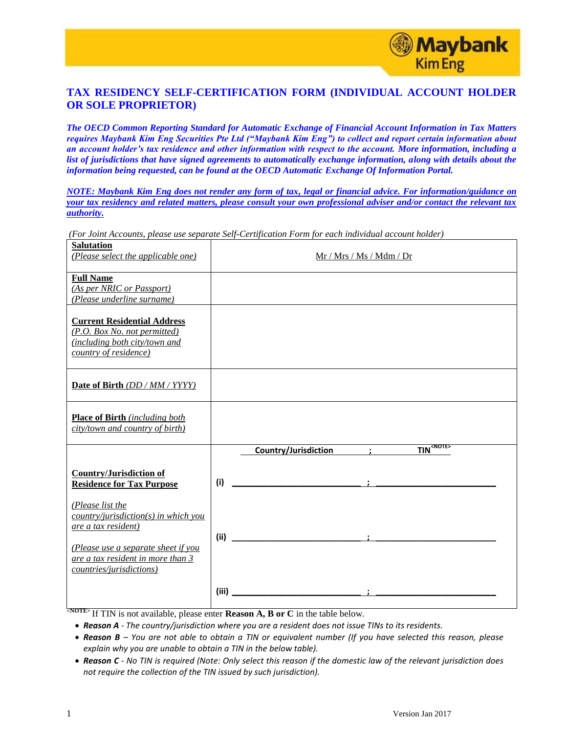# TAX RESIDENCY SELF-CERTIFICATION FORM (INDIVIDUAL ACCOUNT HOLDER OR SOLE PROPRIETOR)

***The OECD Common Reporting Standard for Automatic Exchange of Financial Account Information in Tax Matters requires Maybank Kim Eng Securities Pte Ltd ("Maybank Kim Eng") to collect and report certain information about an account holder's tax residence and other information with respect to the account. More information, including a list of jurisdictions that have signed agreements to automatically exchange information, along with details about the information being requested, can be found at the OECD Automatic Exchange Of Information Portal.***

***NOTE: Maybank Kim Eng does not render any form of tax, legal or financial advice. For information/guidance on your tax residency and related matters, please consult your own professional adviser and/or contact the relevant tax authority.***

*(For Joint Accounts, please use separate Self-Certification Form for each individual account holder)*

| | |
|---|---|
| **Salutation** *(Please select the applicable one)* | Mr / Mrs / Ms / Mdm / Dr |
| **Full Name** *(As per NRIC or Passport)* *(Please underline surname)* | |
| **Current Residential Address** *(P.O. Box No. not permitted)* *(including both city/town and country of residence)* | |
| **Date of Birth** *(DD / MM / YYYY)* | |
| **Place of Birth** *(including both city/town and country of birth)* | |
| **Country/Jurisdiction of Residence for Tax Purpose** *(Please list the country/jurisdiction(s) in which you are a tax resident)* *(Please use a separate sheet if you are a tax resident in more than 3 countries/jurisdictions)* | **Country/Jurisdiction ; TIN[NOTE]**<br>(i) ____________________ ; ____________________<br>(ii) ____________________ ; ____________________<br>(iii) ____________________ ; ____________________ |

[NOTE] If TIN is not available, please enter **Reason A, B or C** in the table below.

- ***Reason A*** *- The country/jurisdiction where you are a resident does not issue TINs to its residents.*
- ***Reason B*** *– You are not able to obtain a TIN or equivalent number (If you have selected this reason, please explain why you are unable to obtain a TIN in the below table).*
- ***Reason C*** *- No TIN is required (Note: Only select this reason if the domestic law of the relevant jurisdiction does not require the collection of the TIN issued by such jurisdiction).*

Version Jan 2017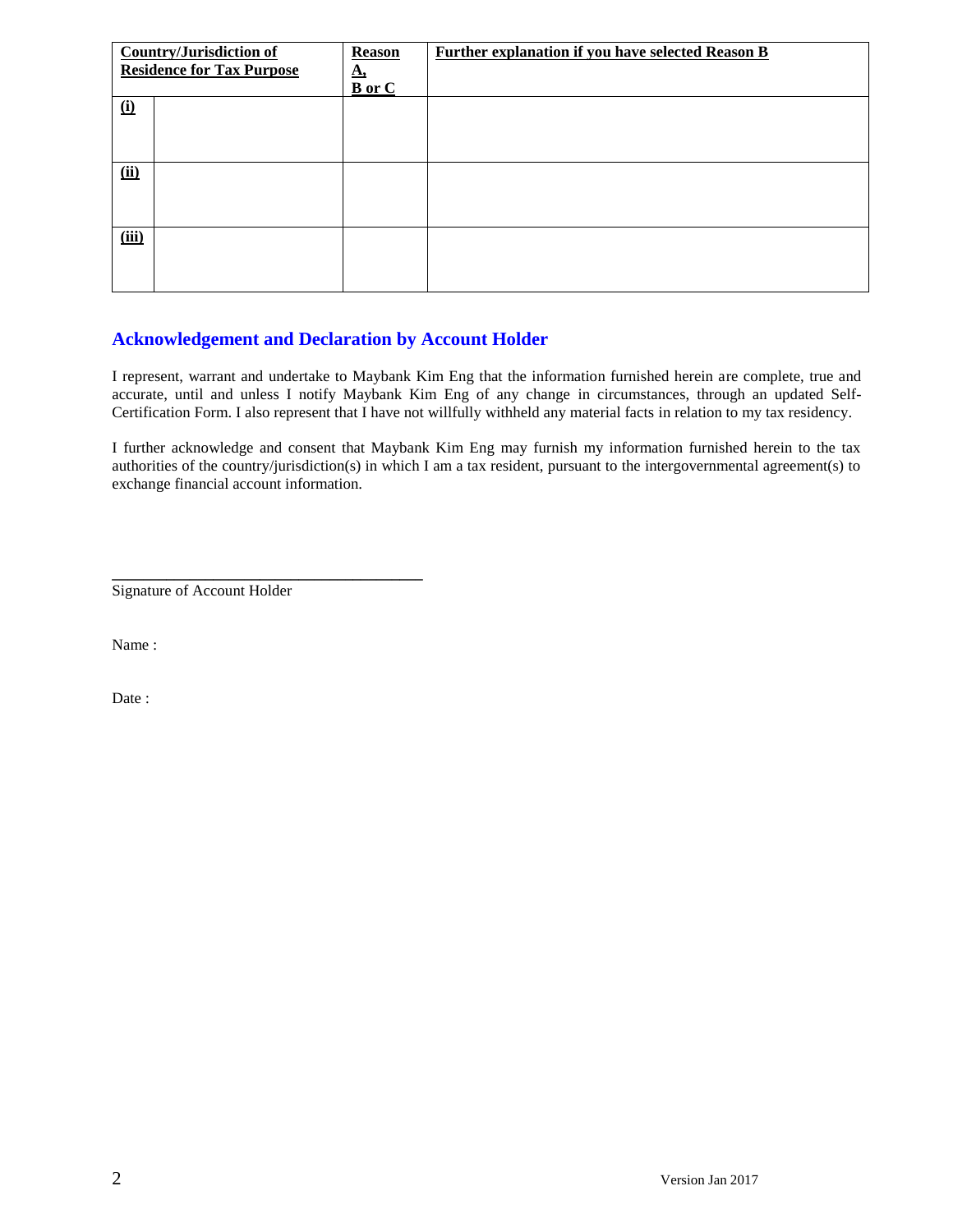| Country/Jurisdiction of Residence for Tax Purpose | | Reason A, B or C | Further explanation if you have selected Reason B |
|---|---|---|---|
| (i) | | | |
| (ii) | | | |
| (iii) | | | |

## Acknowledgement and Declaration by Account Holder

I represent, warrant and undertake to Maybank Kim Eng that the information furnished herein are complete, true and accurate, until and unless I notify Maybank Kim Eng of any change in circumstances, through an updated Self-Certification Form. I also represent that I have not willfully withheld any material facts in relation to my tax residency.

I further acknowledge and consent that Maybank Kim Eng may furnish my information furnished herein to the tax authorities of the country/jurisdiction(s) in which I am a tax resident, pursuant to the intergovernmental agreement(s) to exchange financial account information.

\_\_\_\_\_\_\_\_\_\_\_\_\_\_\_\_\_\_\_\_\_\_\_\_\_\_\_\_\_\_\_\_\_\_\_\_\_\_\_\_

Signature of Account Holder

Name :

Date :

Version Jan 2017